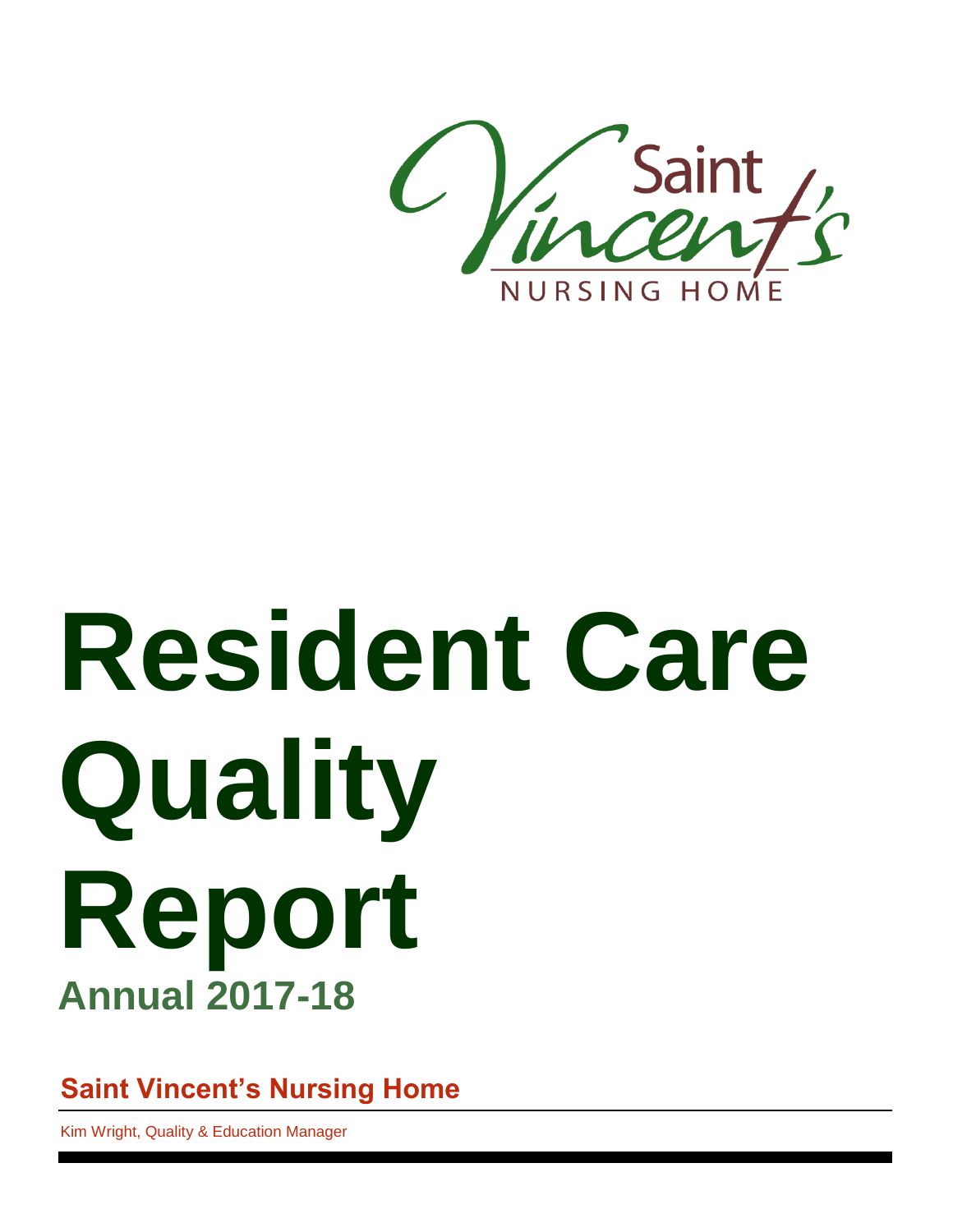Saint Vincent's

NURSING HOME

# Resident Care Quality Report

## Annual 2017-18

**Saint Vincent's Nursing Home**

Kim Wright, Quality & Education Manager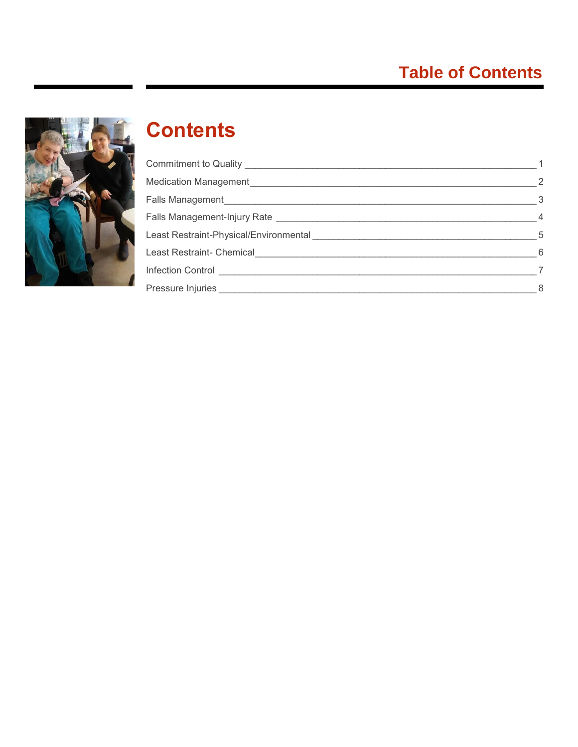# Table of Contents

## Contents

Commitment to Quality ____ 1
Medication Management ____ 2
Falls Management ____ 3
Falls Management-Injury Rate ____ 4
Least Restraint-Physical/Environmental ____ 5
Least Restraint- Chemical ____ 6
Infection Control ____ 7
Pressure Injuries ____ 8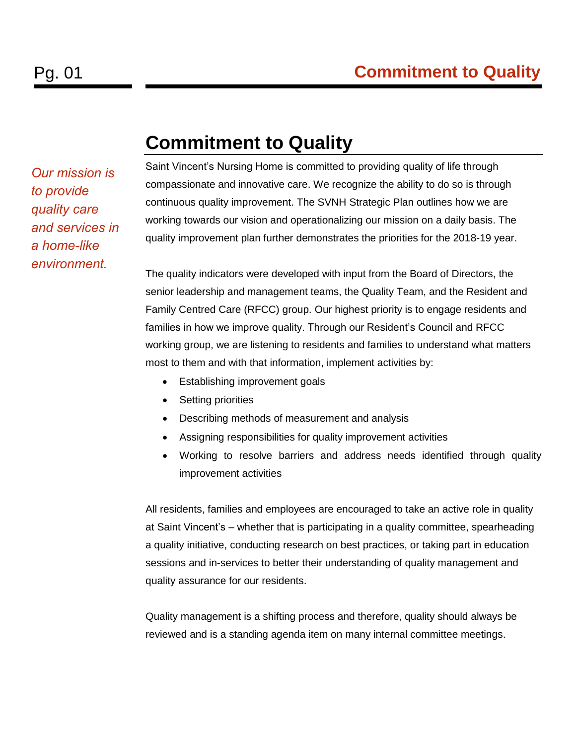# Commitment to Quality

*Our mission is to provide quality care and services in a home-like environment.*

Saint Vincent's Nursing Home is committed to providing quality of life through compassionate and innovative care. We recognize the ability to do so is through continuous quality improvement. The SVNH Strategic Plan outlines how we are working towards our vision and operationalizing our mission on a daily basis. The quality improvement plan further demonstrates the priorities for the 2018-19 year.

The quality indicators were developed with input from the Board of Directors, the senior leadership and management teams, the Quality Team, and the Resident and Family Centred Care (RFCC) group. Our highest priority is to engage residents and families in how we improve quality. Through our Resident's Council and RFCC working group, we are listening to residents and families to understand what matters most to them and with that information, implement activities by:

- Establishing improvement goals
- Setting priorities
- Describing methods of measurement and analysis
- Assigning responsibilities for quality improvement activities
- Working to resolve barriers and address needs identified through quality improvement activities

All residents, families and employees are encouraged to take an active role in quality at Saint Vincent's – whether that is participating in a quality committee, spearheading a quality initiative, conducting research on best practices, or taking part in education sessions and in-services to better their understanding of quality management and quality assurance for our residents.

Quality management is a shifting process and therefore, quality should always be reviewed and is a standing agenda item on many internal committee meetings.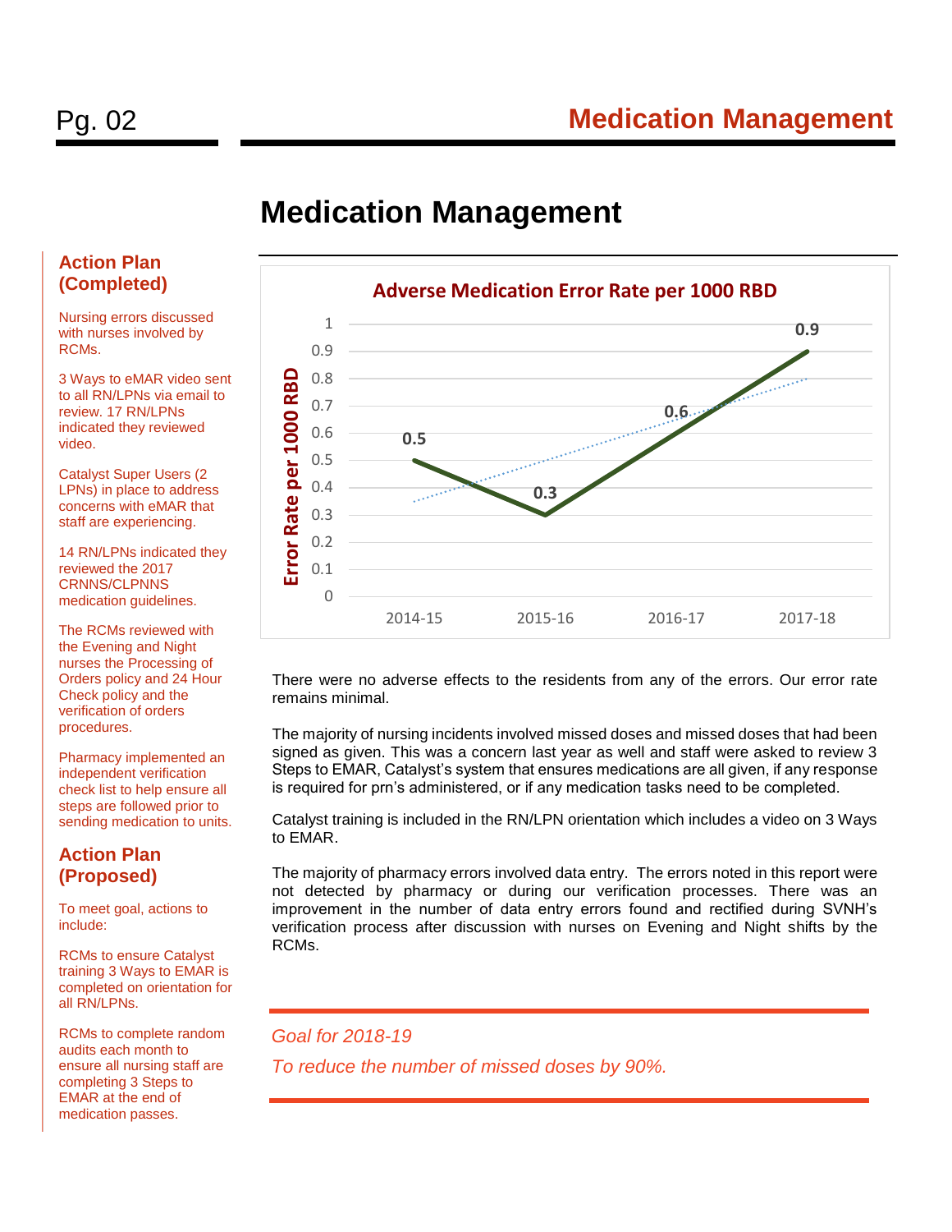# Medication Management

**Adverse Medication Error Rate per 1000 RBD**

| Year | Error Rate per 1000 RBD |
|---|---|
| 2014-15 | 0.5 |
| 2015-16 | 0.3 |
| 2016-17 | 0.6 |
| 2017-18 | 0.9 |

There were no adverse effects to the residents from any of the errors. Our error rate remains minimal.

The majority of nursing incidents involved missed doses and missed doses that had been signed as given. This was a concern last year as well and staff were asked to review 3 Steps to EMAR, Catalyst's system that ensures medications are all given, if any response is required for prn's administered, or if any medication tasks need to be completed.

Catalyst training is included in the RN/LPN orientation which includes a video on 3 Ways to EMAR.

The majority of pharmacy errors involved data entry. The errors noted in this report were not detected by pharmacy or during our verification processes. There was an improvement in the number of data entry errors found and rectified during SVNH's verification process after discussion with nurses on Evening and Night shifts by the RCMs.

---

*Goal for 2018-19*

*To reduce the number of missed doses by 90%.*

---

## Action Plan (Completed)

Nursing errors discussed with nurses involved by RCMs.

3 Ways to eMAR video sent to all RN/LPNs via email to review. 17 RN/LPNs indicated they reviewed video.

Catalyst Super Users (2 LPNs) in place to address concerns with eMAR that staff are experiencing.

14 RN/LPNs indicated they reviewed the 2017 CRNNS/CLPNNS medication guidelines.

The RCMs reviewed with the Evening and Night nurses the Processing of Orders policy and 24 Hour Check policy and the verification of orders procedures.

Pharmacy implemented an independent verification check list to help ensure all steps are followed prior to sending medication to units.

## Action Plan (Proposed)

To meet goal, actions to include:

RCMs to ensure Catalyst training 3 Ways to EMAR is completed on orientation for all RN/LPNs.

RCMs to complete random audits each month to ensure all nursing staff are completing 3 Steps to EMAR at the end of medication passes.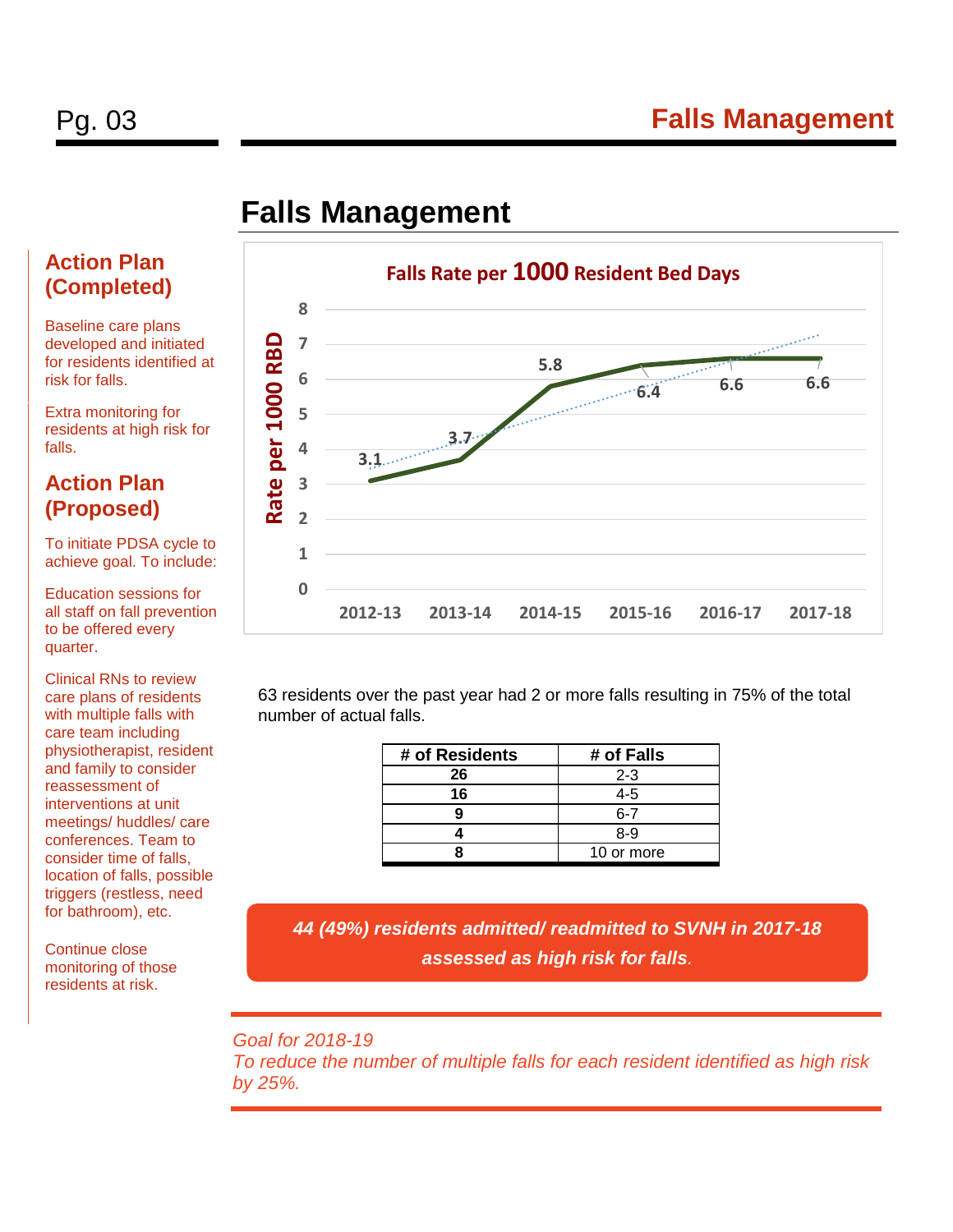# Falls Management

## Action Plan (Completed)

Baseline care plans developed and initiated for residents identified at risk for falls.

Extra monitoring for residents at high risk for falls.

## Action Plan (Proposed)

To initiate PDSA cycle to achieve goal. To include:

Education sessions for all staff on fall prevention to be offered every quarter.

Clinical RNs to review care plans of residents with multiple falls with care team including physiotherapist, resident and family to consider reassessment of interventions at unit meetings/ huddles/ care conferences. Team to consider time of falls, location of falls, possible triggers (restless, need for bathroom), etc.

Continue close monitoring of those residents at risk.

**Falls Rate per 1000 Resident Bed Days**

| Year | Rate per 1000 RBD |
|---|---|
| 2012-13 | 3.1 |
| 2013-14 | 3.7 |
| 2014-15 | 5.8 |
| 2015-16 | 6.4 |
| 2016-17 | 6.6 |
| 2017-18 | 6.6 |

63 residents over the past year had 2 or more falls resulting in 75% of the total number of actual falls.

| # of Residents | # of Falls |
|---|---|
| 26 | 2-3 |
| 16 | 4-5 |
| 9 | 6-7 |
| 4 | 8-9 |
| 8 | 10 or more |

***44 (49%) residents admitted/ readmitted to SVNH in 2017-18 assessed as high risk for falls.***

*Goal for 2018-19*
*To reduce the number of multiple falls for each resident identified as high risk by 25%.*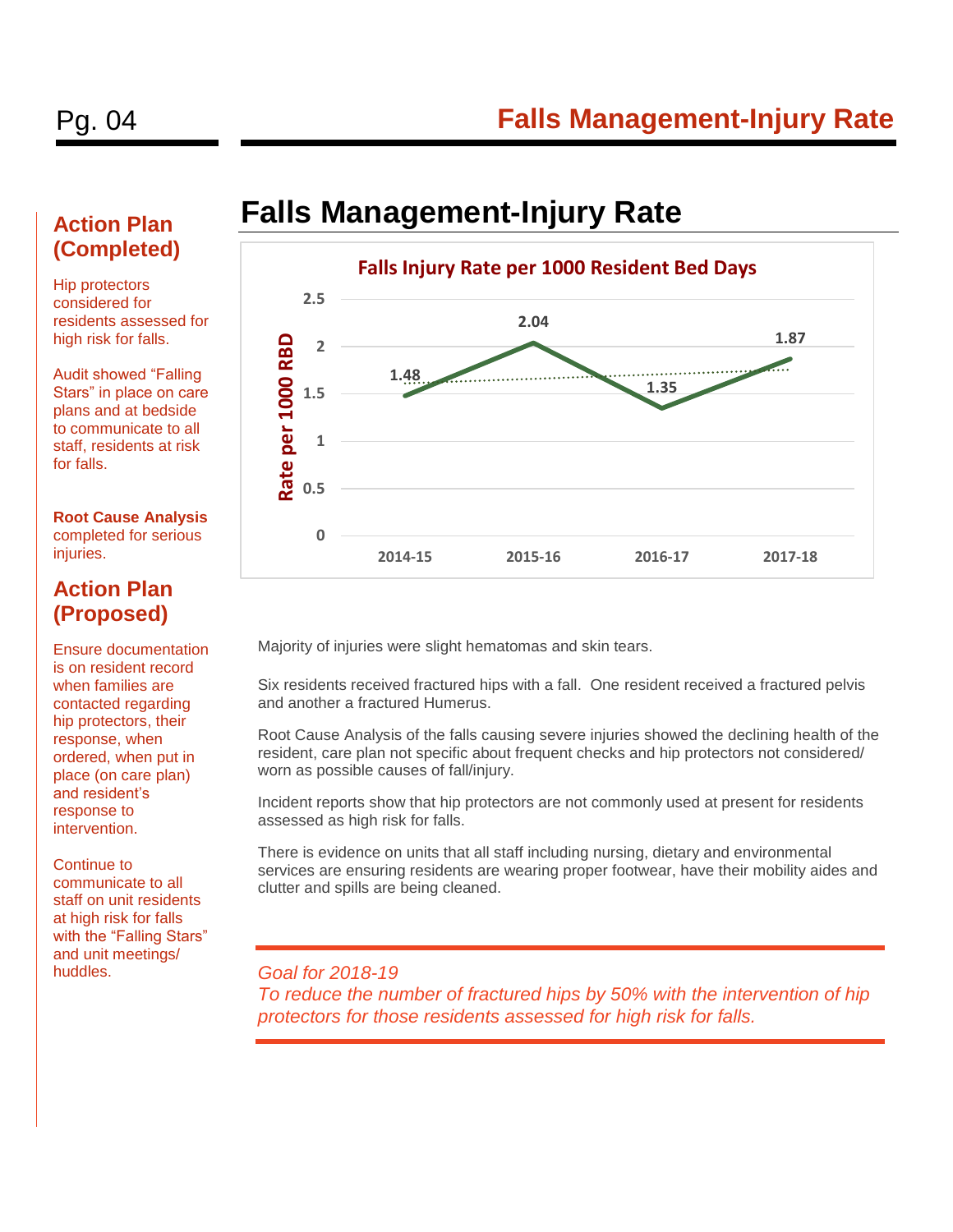## Action Plan (Completed)

Hip protectors considered for residents assessed for high risk for falls.

Audit showed "Falling Stars" in place on care plans and at bedside to communicate to all staff, residents at risk for falls.

**Root Cause Analysis** completed for serious injuries.

## Action Plan (Proposed)

Ensure documentation is on resident record when families are contacted regarding hip protectors, their response, when ordered, when put in place (on care plan) and resident's response to intervention.

Continue to communicate to all staff on unit residents at high risk for falls with the "Falling Stars" and unit meetings/ huddles.

# Falls Management-Injury Rate

**Falls Injury Rate per 1000 Resident Bed Days**

| Year | Rate per 1000 RBD |
| --- | --- |
| 2014-15 | 1.48 |
| 2015-16 | 2.04 |
| 2016-17 | 1.35 |
| 2017-18 | 1.87 |

Majority of injuries were slight hematomas and skin tears.

Six residents received fractured hips with a fall. One resident received a fractured pelvis and another a fractured Humerus.

Root Cause Analysis of the falls causing severe injuries showed the declining health of the resident, care plan not specific about frequent checks and hip protectors not considered/ worn as possible causes of fall/injury.

Incident reports show that hip protectors are not commonly used at present for residents assessed as high risk for falls.

There is evidence on units that all staff including nursing, dietary and environmental services are ensuring residents are wearing proper footwear, have their mobility aides and clutter and spills are being cleaned.

*Goal for 2018-19*
*To reduce the number of fractured hips by 50% with the intervention of hip protectors for those residents assessed for high risk for falls.*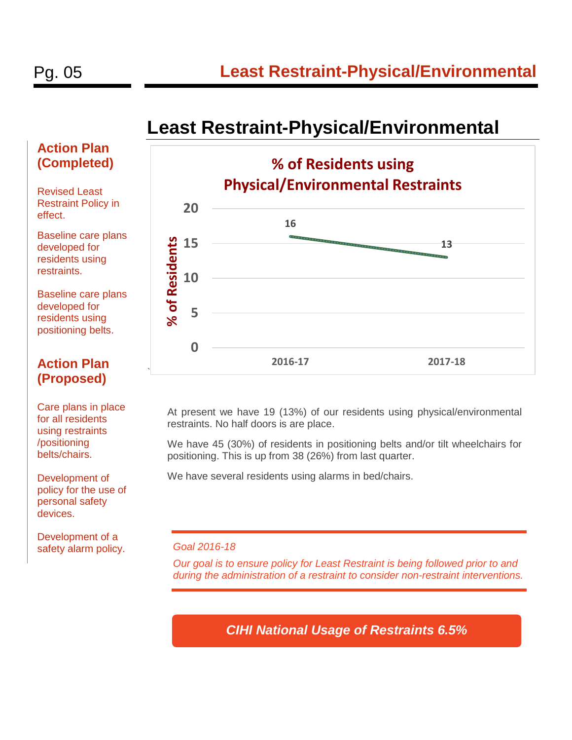# Least Restraint-Physical/Environmental

## Action Plan (Completed)

Revised Least Restraint Policy in effect.

Baseline care plans developed for residents using restraints.

Baseline care plans developed for residents using positioning belts.

## Action Plan (Proposed)

Care plans in place for all residents using restraints /positioning belts/chairs.

Development of policy for the use of personal safety devices.

Development of a safety alarm policy.

## Least Restraint-Physical/Environmental

**% of Residents using Physical/Environmental Restraints**

| Year | % of Residents |
|---|---|
| 2016-17 | 16 |
| 2017-18 | 13 |

At present we have 19 (13%) of our residents using physical/environmental restraints. No half doors is are place.

We have 45 (30%) of residents in positioning belts and/or tilt wheelchairs for positioning. This is up from 38 (26%) from last quarter.

We have several residents using alarms in bed/chairs.

*Goal 2016-18*

*Our goal is to ensure policy for Least Restraint is being followed prior to and during the administration of a restraint to consider non-restraint interventions.*

***CIHI National Usage of Restraints 6.5%***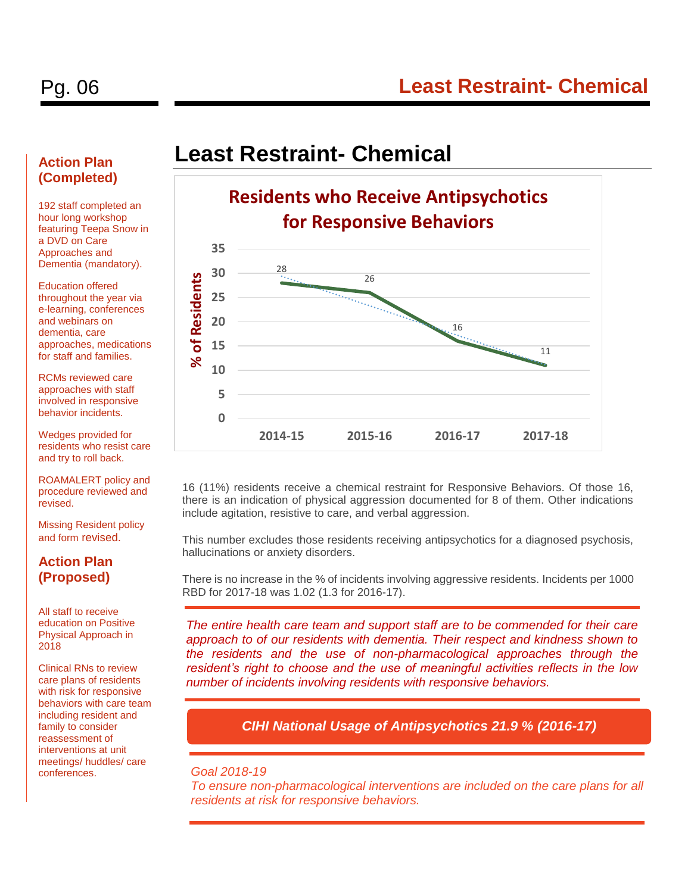# Least Restraint- Chemical

## Action Plan (Completed)

192 staff completed an hour long workshop featuring Teepa Snow in a DVD on Care Approaches and Dementia (mandatory).

Education offered throughout the year via e-learning, conferences and webinars on dementia, care approaches, medications for staff and families.

RCMs reviewed care approaches with staff involved in responsive behavior incidents.

Wedges provided for residents who resist care and try to roll back.

ROAMALERT policy and procedure reviewed and revised.

Missing Resident policy and form revised.

## Action Plan (Proposed)

All staff to receive education on Positive Physical Approach in 2018

Clinical RNs to review care plans of residents with risk for responsive behaviors with care team including resident and family to consider reassessment of interventions at unit meetings/ huddles/ care conferences.

## Least Restraint- Chemical

**Residents who Receive Antipsychotics for Responsive Behaviors**

| Year | % of Residents |
|---|---|
| 2014-15 | 28 |
| 2015-16 | 26 |
| 2016-17 | 16 |
| 2017-18 | 11 |

16 (11%) residents receive a chemical restraint for Responsive Behaviors. Of those 16, there is an indication of physical aggression documented for 8 of them. Other indications include agitation, resistive to care, and verbal aggression.

This number excludes those residents receiving antipsychotics for a diagnosed psychosis, hallucinations or anxiety disorders.

There is no increase in the % of incidents involving aggressive residents. Incidents per 1000 RBD for 2017-18 was 1.02 (1.3 for 2016-17).

*The entire health care team and support staff are to be commended for their care approach to of our residents with dementia. Their respect and kindness shown to the residents and the use of non-pharmacological approaches through the resident's right to choose and the use of meaningful activities reflects in the low number of incidents involving residents with responsive behaviors.*

***CIHI National Usage of Antipsychotics 21.9 % (2016-17)***

*Goal 2018-19*
*To ensure non-pharmacological interventions are included on the care plans for all residents at risk for responsive behaviors.*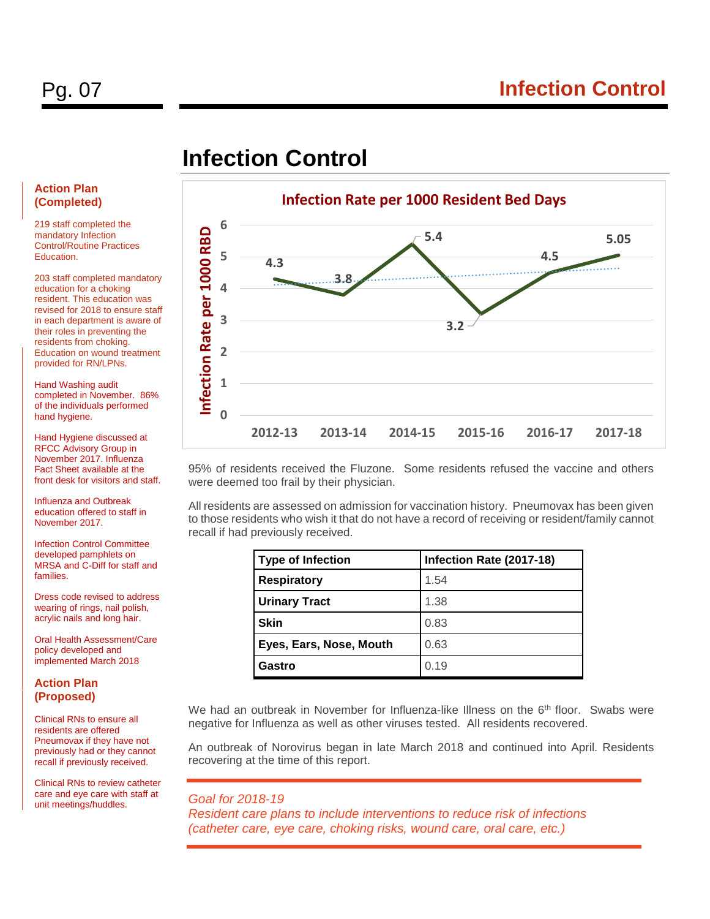# Infection Control

## Action Plan (Completed)

219 staff completed the mandatory Infection Control/Routine Practices Education.

203 staff completed mandatory education for a choking resident. This education was revised for 2018 to ensure staff in each department is aware of their roles in preventing the residents from choking. Education on wound treatment provided for RN/LPNs.

Hand Washing audit completed in November. 86% of the individuals performed hand hygiene.

Hand Hygiene discussed at RFCC Advisory Group in November 2017. Influenza Fact Sheet available at the front desk for visitors and staff.

Influenza and Outbreak education offered to staff in November 2017.

Infection Control Committee developed pamphlets on MRSA and C-Diff for staff and families.

Dress code revised to address wearing of rings, nail polish, acrylic nails and long hair.

Oral Health Assessment/Care policy developed and implemented March 2018

## Action Plan (Proposed)

Clinical RNs to ensure all residents are offered Pneumovax if they have not previously had or they cannot recall if previously received.

Clinical RNs to review catheter care and eye care with staff at unit meetings/huddles.

**Infection Rate per 1000 Resident Bed Days**

| Year | Infection Rate per 1000 RBD |
|---|---|
| 2012-13 | 4.3 |
| 2013-14 | 3.8 |
| 2014-15 | 5.4 |
| 2015-16 | 3.2 |
| 2016-17 | 4.5 |
| 2017-18 | 5.05 |

95% of residents received the Fluzone. Some residents refused the vaccine and others were deemed too frail by their physician.

All residents are assessed on admission for vaccination history. Pneumovax has been given to those residents who wish it that do not have a record of receiving or resident/family cannot recall if had previously received.

| Type of Infection | Infection Rate (2017-18) |
|---|---|
| **Respiratory** | 1.54 |
| **Urinary Tract** | 1.38 |
| **Skin** | 0.83 |
| **Eyes, Ears, Nose, Mouth** | 0.63 |
| **Gastro** | 0.19 |

We had an outbreak in November for Influenza-like Illness on the 6th floor. Swabs were negative for Influenza as well as other viruses tested. All residents recovered.

An outbreak of Norovirus began in late March 2018 and continued into April. Residents recovering at the time of this report.

*Goal for 2018-19*
*Resident care plans to include interventions to reduce risk of infections (catheter care, eye care, choking risks, wound care, oral care, etc.)*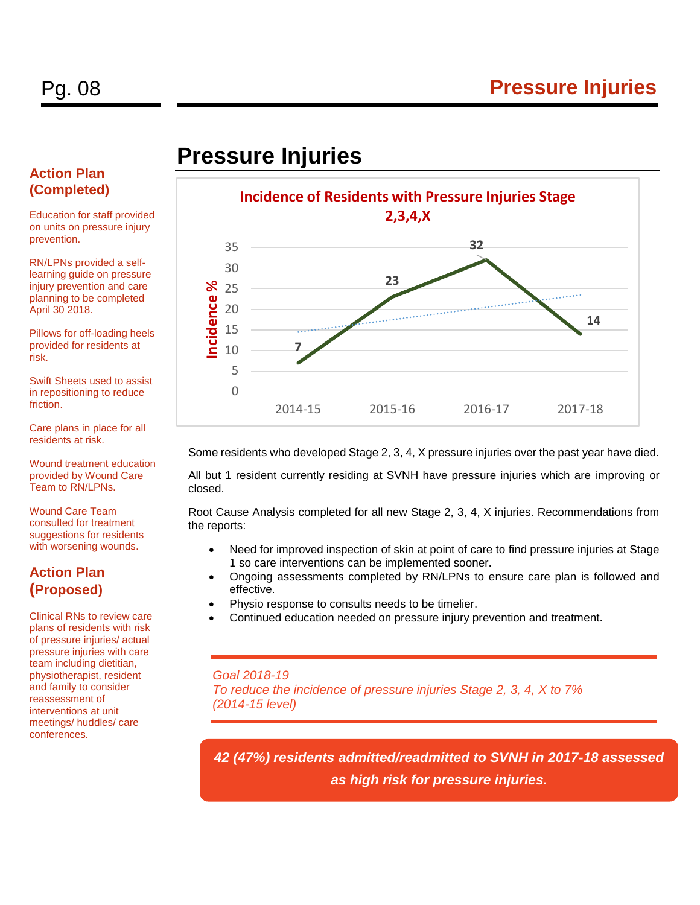## Action Plan (Completed)

Education for staff provided on units on pressure injury prevention.

RN/LPNs provided a self-learning guide on pressure injury prevention and care planning to be completed April 30 2018.

Pillows for off-loading heels provided for residents at risk.

Swift Sheets used to assist in repositioning to reduce friction.

Care plans in place for all residents at risk.

Wound treatment education provided by Wound Care Team to RN/LPNs.

Wound Care Team consulted for treatment suggestions for residents with worsening wounds.

## Action Plan (Proposed)

Clinical RNs to review care plans of residents with risk of pressure injuries/ actual pressure injuries with care team including dietitian, physiotherapist, resident and family to consider reassessment of interventions at unit meetings/ huddles/ care conferences.

# Pressure Injuries

**Incidence of Residents with Pressure Injuries Stage 2,3,4,X**

| Year | Incidence % |
|---|---|
| 2014-15 | 7 |
| 2015-16 | 23 |
| 2016-17 | 32 |
| 2017-18 | 14 |

Some residents who developed Stage 2, 3, 4, X pressure injuries over the past year have died.

All but 1 resident currently residing at SVNH have pressure injuries which are improving or closed.

Root Cause Analysis completed for all new Stage 2, 3, 4, X injuries. Recommendations from the reports:

- Need for improved inspection of skin at point of care to find pressure injuries at Stage 1 so care interventions can be implemented sooner.
- Ongoing assessments completed by RN/LPNs to ensure care plan is followed and effective.
- Physio response to consults needs to be timelier.
- Continued education needed on pressure injury prevention and treatment.

*Goal 2018-19*
*To reduce the incidence of pressure injuries Stage 2, 3, 4, X to 7% (2014-15 level)*

***42 (47%) residents admitted/readmitted to SVNH in 2017-18 assessed as high risk for pressure injuries.***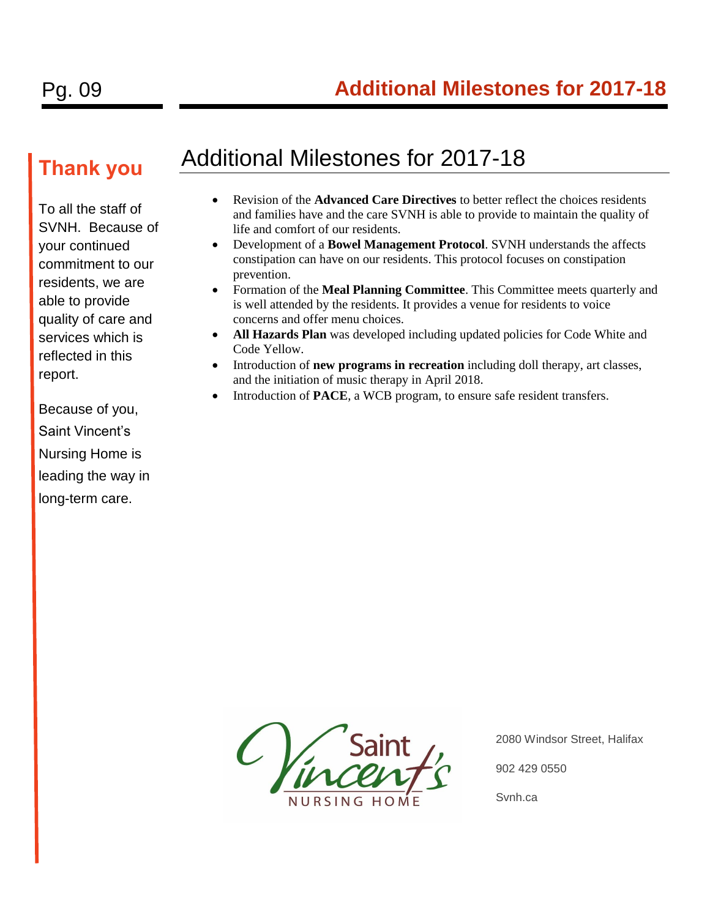## Thank you

To all the staff of SVNH. Because of your continued commitment to our residents, we are able to provide quality of care and services which is reflected in this report.

Because of you, Saint Vincent's Nursing Home is leading the way in long-term care.

## Additional Milestones for 2017-18

- Revision of the **Advanced Care Directives** to better reflect the choices residents and families have and the care SVNH is able to provide to maintain the quality of life and comfort of our residents.
- Development of a **Bowel Management Protocol**. SVNH understands the affects constipation can have on our residents. This protocol focuses on constipation prevention.
- Formation of the **Meal Planning Committee**. This Committee meets quarterly and is well attended by the residents. It provides a venue for residents to voice concerns and offer menu choices.
- **All Hazards Plan** was developed including updated policies for Code White and Code Yellow.
- Introduction of **new programs in recreation** including doll therapy, art classes, and the initiation of music therapy in April 2018.
- Introduction of **PACE**, a WCB program, to ensure safe resident transfers.

Saint Vincent's NURSING HOME

2080 Windsor Street, Halifax

902 429 0550

Svnh.ca